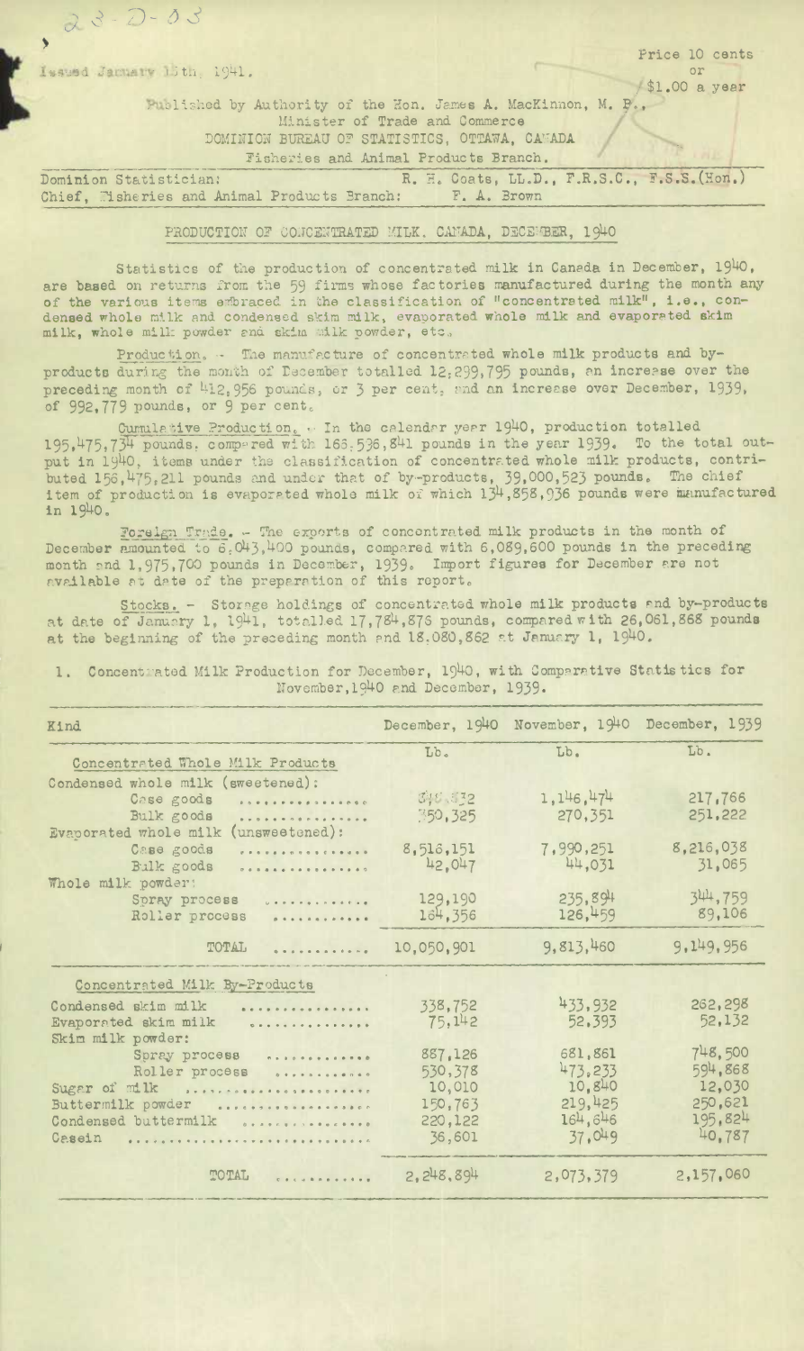23-D-03

Issued January 15th, 1941.

Price 10 cents
or
$1.00 a year

Published by Authority of the Hon. James A. MacKinnon, M. P.,
Minister of Trade and Commerce
DOMINION BUREAU OF STATISTICS, OTTAWA, CANADA
Fisheries and Animal Products Branch.

Dominion Statistician: R. H. Coats, LL.D., F.R.S.C., F.S.S.(Hon.)
Chief, Fisheries and Animal Products Branch: F. A. Brown

## PRODUCTION OF CONCENTRATED MILK, CANADA, DECEMBER, 1940

Statistics of the production of concentrated milk in Canada in December, 1940, are based on returns from the 59 firms whose factories manufactured during the month any of the various items embraced in the classification of "concentrated milk", i.e., condensed whole milk and condensed skim milk, evaporated whole milk and evaporated skim milk, whole milk powder and skim milk powder, etc.

Production. - The manufacture of concentrated whole milk products and by-products during the month of December totalled 12,299,795 pounds, an increase over the preceding month of 412,956 pounds, or 3 per cent, and an increase over December, 1939, of 992,779 pounds, or 9 per cent.

Cumulative Production. - In the calendar year 1940, production totalled 195,475,734 pounds, compared with 165,536,841 pounds in the year 1939. To the total output in 1940, items under the classification of concentrated whole milk products, contributed 156,475,211 pounds and under that of by-products, 39,000,523 pounds. The chief item of production is evaporated whole milk of which 134,858,936 pounds were manufactured in 1940.

Foreign Trade. - The exports of concentrated milk products in the month of December amounted to 6,043,400 pounds, compared with 6,089,600 pounds in the preceding month and 1,975,700 pounds in December, 1939. Import figures for December are not available at date of the preparation of this report.

Stocks. - Storage holdings of concentrated whole milk products and by-products at date of January 1, 1941, totalled 17,784,876 pounds, compared with 26,061,868 pounds at the beginning of the preceding month and 18,080,862 at January 1, 1940.

1. Concentrated Milk Production for December, 1940, with Comparative Statistics for November, 1940 and December, 1939.

| Kind | December, 1940 | November, 1940 | December, 1939 |
|---|---|---|---|
| | Lb. | Lb. | Lb. |
| **Concentrated Whole Milk Products** | | | |
| Condensed whole milk (sweetened): | | | |
| Case goods | 848,832 | 1,146,474 | 217,766 |
| Bulk goods | 350,325 | 270,351 | 251,222 |
| Evaporated whole milk (unsweetened): | | | |
| Case goods | 8,516,151 | 7,990,251 | 8,216,038 |
| Bulk goods | 42,047 | 44,031 | 31,065 |
| Whole milk powder: | | | |
| Spray process | 129,190 | 235,894 | 344,759 |
| Roller process | 164,356 | 126,459 | 89,106 |
| TOTAL | 10,050,901 | 9,813,460 | 9,149,956 |
| **Concentrated Milk By-Products** | | | |
| Condensed skim milk | 338,752 | 433,932 | 262,298 |
| Evaporated skim milk | 75,142 | 52,393 | 52,132 |
| Skim milk powder: | | | |
| Spray process | 887,126 | 681,861 | 748,500 |
| Roller process | 530,378 | 473,233 | 594,868 |
| Sugar of milk | 10,010 | 10,840 | 12,030 |
| Buttermilk powder | 150,763 | 219,425 | 250,621 |
| Condensed buttermilk | 220,122 | 164,646 | 195,824 |
| Casein | 36,601 | 37,049 | 40,787 |
| TOTAL | 2,248,894 | 2,073,379 | 2,157,060 |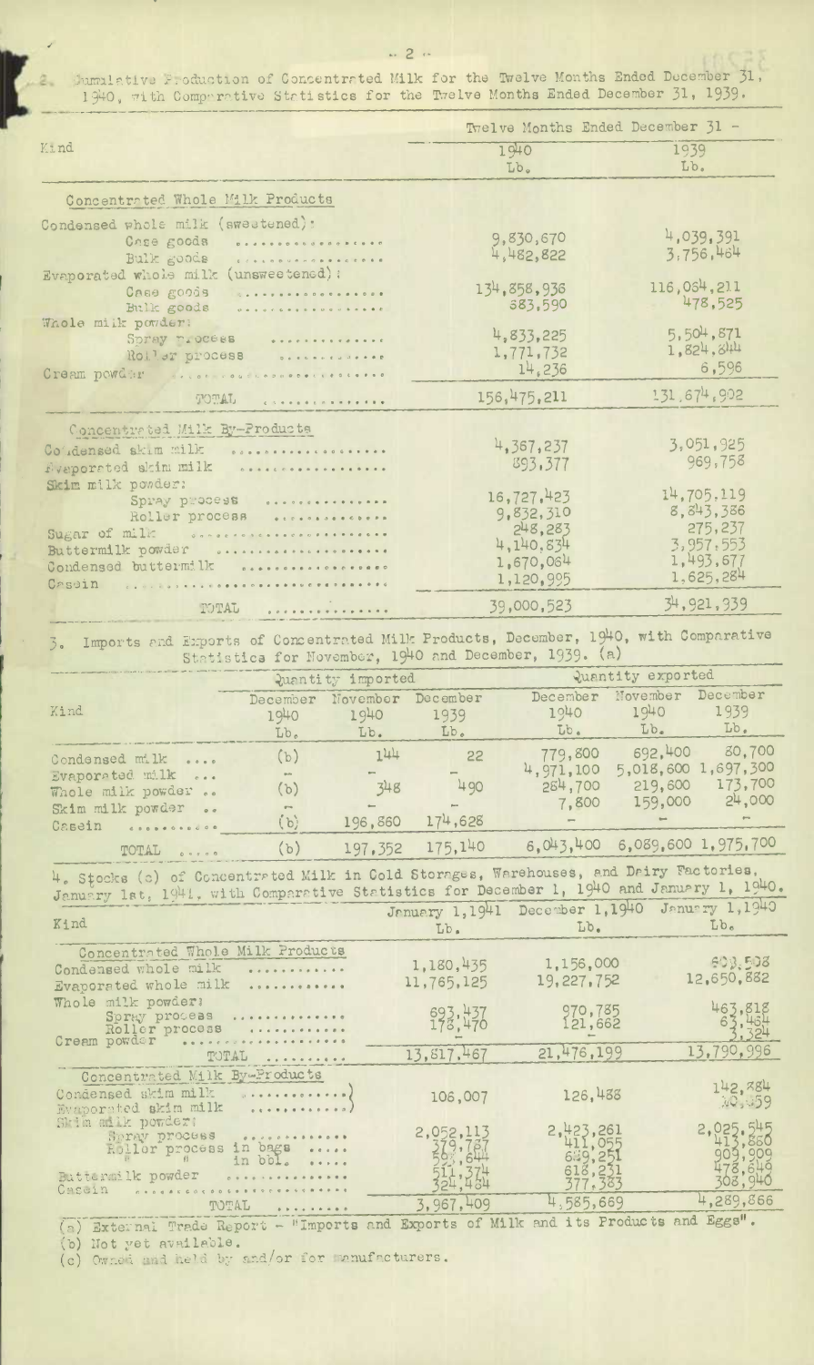2. Cumulative Production of Concentrated Milk for the Twelve Months Ended December 31, 1940, with Comparative Statistics for the Twelve Months Ended December 31, 1939.

| Kind | Twelve Months Ended December 31 - | |
|---|---|---|
| | 1940 | 1939 |
| | Lb. | Lb. |
| **Concentrated Whole Milk Products** | | |
| Condensed whole milk (sweetened): | | |
| Case goods | 9,830,670 | 4,039,391 |
| Bulk goods | 4,482,822 | 3,756,464 |
| Evaporated whole milk (unsweetened): | | |
| Case goods | 134,858,936 | 116,064,211 |
| Bulk goods | 683,590 | 478,525 |
| Whole milk powder: | | |
| Spray process | 4,833,225 | 5,504,871 |
| Roller process | 1,771,732 | 1,824,844 |
| Cream powder | 14,236 | 6,596 |
| TOTAL | 156,475,211 | 131,674,902 |
| **Concentrated Milk By-Products** | | |
| Condensed skim milk | 4,367,237 | 3,051,925 |
| Evaporated skim milk | 893,377 | 969,758 |
| Skim milk powder: | | |
| Spray process | 16,727,423 | 14,705,119 |
| Roller process | 9,832,310 | 8,843,386 |
| Sugar of milk | 248,283 | 275,237 |
| Buttermilk powder | 4,140,834 | 3,957,553 |
| Condensed buttermilk | 1,670,064 | 1,493,677 |
| Casein | 1,120,995 | 1,625,284 |
| TOTAL | 39,000,523 | 34,921,939 |

3. Imports and Exports of Concentrated Milk Products, December, 1940, with Comparative Statistics for November, 1940 and December, 1939. (a)

| Kind | Quantity imported | | | Quantity exported | | |
|---|---|---|---|---|---|---|
| | December 1940 | November 1940 | December 1939 | December 1940 | November 1940 | December 1939 |
| | Lb. | Lb. | Lb. | Lb. | Lb. | Lb. |
| Condensed milk | (b) | 144 | 22 | 779,800 | 692,400 | 80,700 |
| Evaporated milk | - | - | - | 4,971,100 | 5,018,600 | 1,697,300 |
| Whole milk powder | (b) | 348 | 490 | 284,700 | 219,600 | 173,700 |
| Skim milk powder | - | - | - | 7,800 | 159,000 | 24,000 |
| Casein | (b) | 196,860 | 174,628 | - | - | - |
| TOTAL | (b) | 197,352 | 175,140 | 6,043,400 | 6,089,600 | 1,975,700 |

4. Stocks (c) of Concentrated Milk in Cold Storages, Warehouses, and Dairy Factories, January 1st, 1941, with Comparative Statistics for December 1, 1940 and January 1, 1940.

| Kind | January 1,1941 | December 1,1940 | January 1,1940 |
|---|---|---|---|
| | Lb. | Lb. | Lb. |
| **Concentrated Whole Milk Products** | | | |
| Condensed whole milk | 1,180,435 | 1,156,000 | 609,508 |
| Evaporated whole milk | 11,765,125 | 19,227,752 | 12,650,882 |
| Whole milk powder: | | | |
| Spray process | 693,437 | 970,785 | 463,818 |
| Roller process | 178,470 | 121,662 | 63,464 |
| Cream powder | - | - | 3,324 |
| TOTAL | 13,817,467 | 21,476,199 | 13,790,996 |
| **Concentrated Milk By-Products** | | | |
| Condensed skim milk / Evaporated skim milk | 106,007 | 126,488 | 142,884 / 10,459 |
| Skim milk powder: | | | |
| Spray process | 2,052,113 | 2,423,261 | 2,025,545 |
| Roller process in bags | 379,787 | 411,055 | 413,880 |
| " " in bbl. | 593,644 | 629,251 | 909,909 |
| Buttermilk powder | 511,374 | 618,231 | 478,646 |
| Casein | 324,484 | 377,383 | 308,940 |
| TOTAL | 3,967,409 | 4,585,669 | 4,289,866 |

(a) External Trade Report - "Imports and Exports of Milk and its Products and Eggs".
(b) Not yet available.
(c) Owned and held by and/or for manufacturers.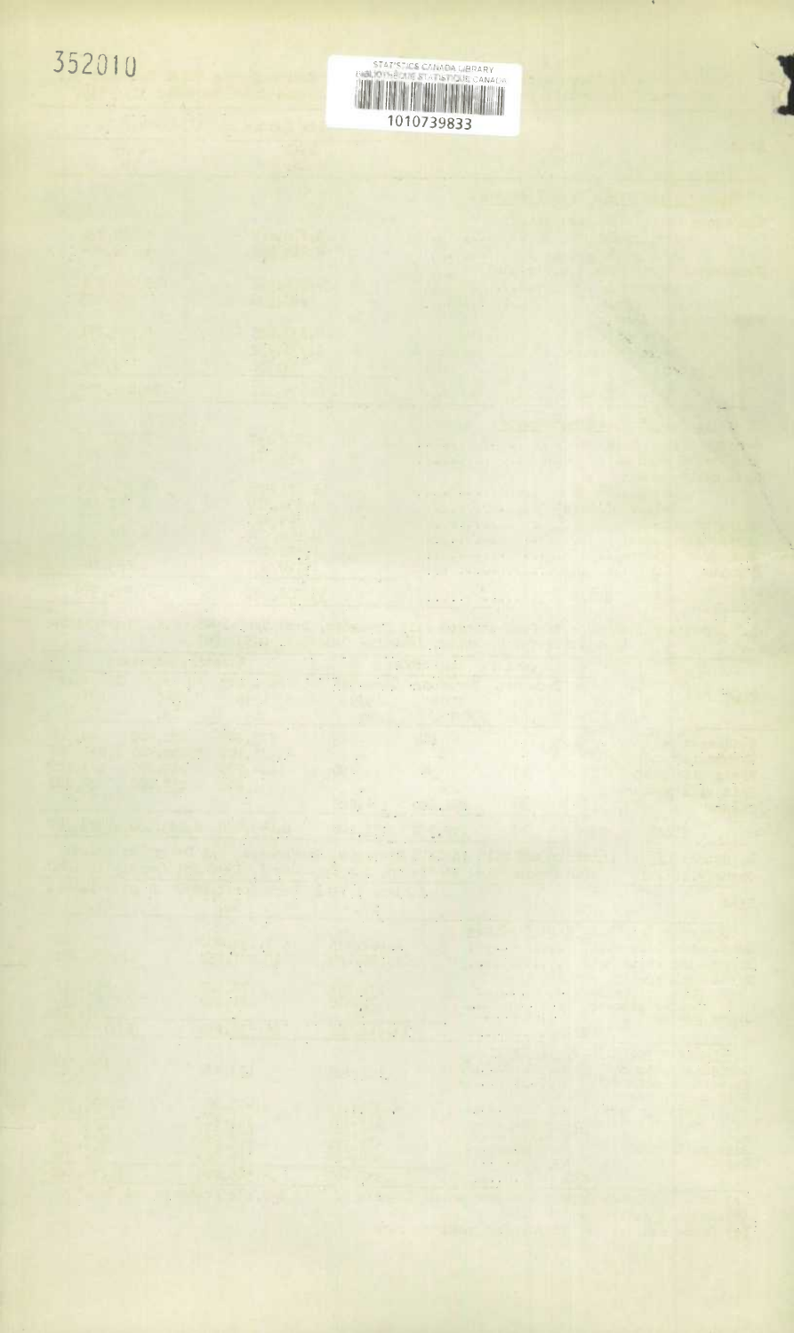352010

STATISTICS CANADA LIBRARY
BIBLIOTHÈQUE STATISTIQUE CANADA

1010739833